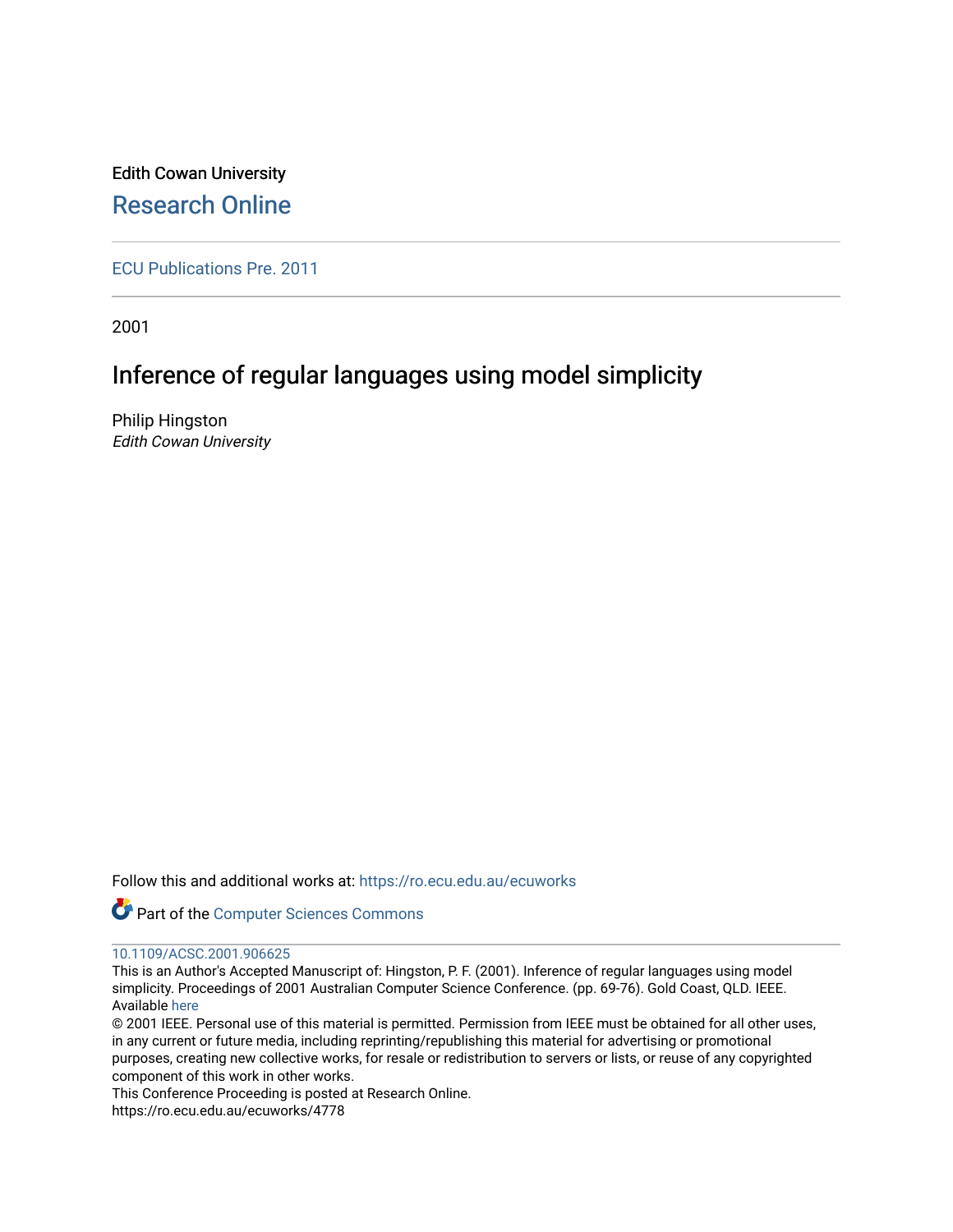Edith Cowan University

## Research Online

ECU Publications Pre. 2011

2001

# Inference of regular languages using model simplicity

Philip Hingston
*Edith Cowan University*

Follow this and additional works at: https://ro.ecu.edu.au/ecuworks

Part of the Computer Sciences Commons

10.1109/ACSC.2001.906625

This is an Author's Accepted Manuscript of: Hingston, P. F. (2001). Inference of regular languages using model simplicity. Proceedings of 2001 Australian Computer Science Conference. (pp. 69-76). Gold Coast, QLD. IEEE. Available here

© 2001 IEEE. Personal use of this material is permitted. Permission from IEEE must be obtained for all other uses, in any current or future media, including reprinting/republishing this material for advertising or promotional purposes, creating new collective works, for resale or redistribution to servers or lists, or reuse of any copyrighted component of this work in other works.

This Conference Proceeding is posted at Research Online.
https://ro.ecu.edu.au/ecuworks/4778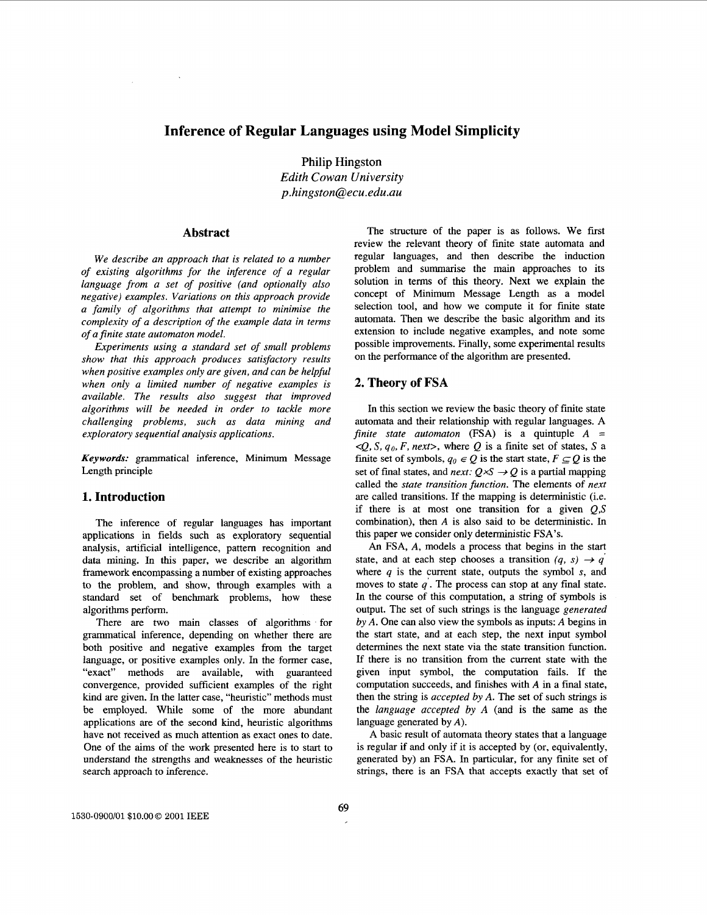# Inference of Regular Languages using Model Simplicity

Philip Hingston
*Edith Cowan University*
*p.hingston@ecu.edu.au*

## Abstract

*We describe an approach that is related to a number of existing algorithms for the inference of a regular language from a set of positive (and optionally also negative) examples. Variations on this approach provide a family of algorithms that attempt to minimise the complexity of a description of the example data in terms of a finite state automaton model.*

*Experiments using a standard set of small problems show that this approach produces satisfactory results when positive examples only are given, and can be helpful when only a limited number of negative examples is available. The results also suggest that improved algorithms will be needed in order to tackle more challenging problems, such as data mining and exploratory sequential analysis applications.*

***Keywords:*** grammatical inference, Minimum Message Length principle

## 1. Introduction

The inference of regular languages has important applications in fields such as exploratory sequential analysis, artificial intelligence, pattern recognition and data mining. In this paper, we describe an algorithm framework encompassing a number of existing approaches to the problem, and show, through examples with a standard set of benchmark problems, how these algorithms perform.

There are two main classes of algorithms for grammatical inference, depending on whether there are both positive and negative examples from the target language, or positive examples only. In the former case, "exact" methods are available, with guaranteed convergence, provided sufficient examples of the right kind are given. In the latter case, "heuristic" methods must be employed. While some of the more abundant applications are of the second kind, heuristic algorithms have not received as much attention as exact ones to date. One of the aims of the work presented here is to start to understand the strengths and weaknesses of the heuristic search approach to inference.

The structure of the paper is as follows. We first review the relevant theory of finite state automata and regular languages, and then describe the induction problem and summarise the main approaches to its solution in terms of this theory. Next we explain the concept of Minimum Message Length as a model selection tool, and how we compute it for finite state automata. Then we describe the basic algorithm and its extension to include negative examples, and note some possible improvements. Finally, some experimental results on the performance of the algorithm are presented.

## 2. Theory of FSA

In this section we review the basic theory of finite state automata and their relationship with regular languages. A *finite state automaton* (FSA) is a quintuple $A = \langle Q, S, q_0, F, next \rangle$, where $Q$ is a finite set of states, $S$ a finite set of symbols, $q_0 \in Q$ is the start state, $F \subseteq Q$ is the set of final states, and $next: Q \times S \rightarrow Q$ is a partial mapping called the *state transition function*. The elements of *next* are called transitions. If the mapping is deterministic (i.e. if there is at most one transition for a given $Q,S$ combination), then $A$ is also said to be deterministic. In this paper we consider only deterministic FSA's.

An FSA, $A$, models a process that begins in the start state, and at each step chooses a transition $(q, s) \rightarrow q'$ where $q$ is the current state, outputs the symbol $s$, and moves to state $q'$. The process can stop at any final state. In the course of this computation, a string of symbols is output. The set of such strings is the language *generated by A*. One can also view the symbols as inputs: $A$ begins in the start state, and at each step, the next input symbol determines the next state via the state transition function. If there is no transition from the current state with the given input symbol, then the computation fails. If the computation succeeds, and finishes with $A$ in a final state, then the string is *accepted by A*. The set of such strings is the *language accepted by A* (and is the same as the language generated by $A$).

A basic result of automata theory states that a language is regular if and only if it is accepted by (or, equivalently, generated by) an FSA. In particular, for any finite set of strings, there is an FSA that accepts exactly that set of

1530-0900/01 $10.00 © 2001 IEEE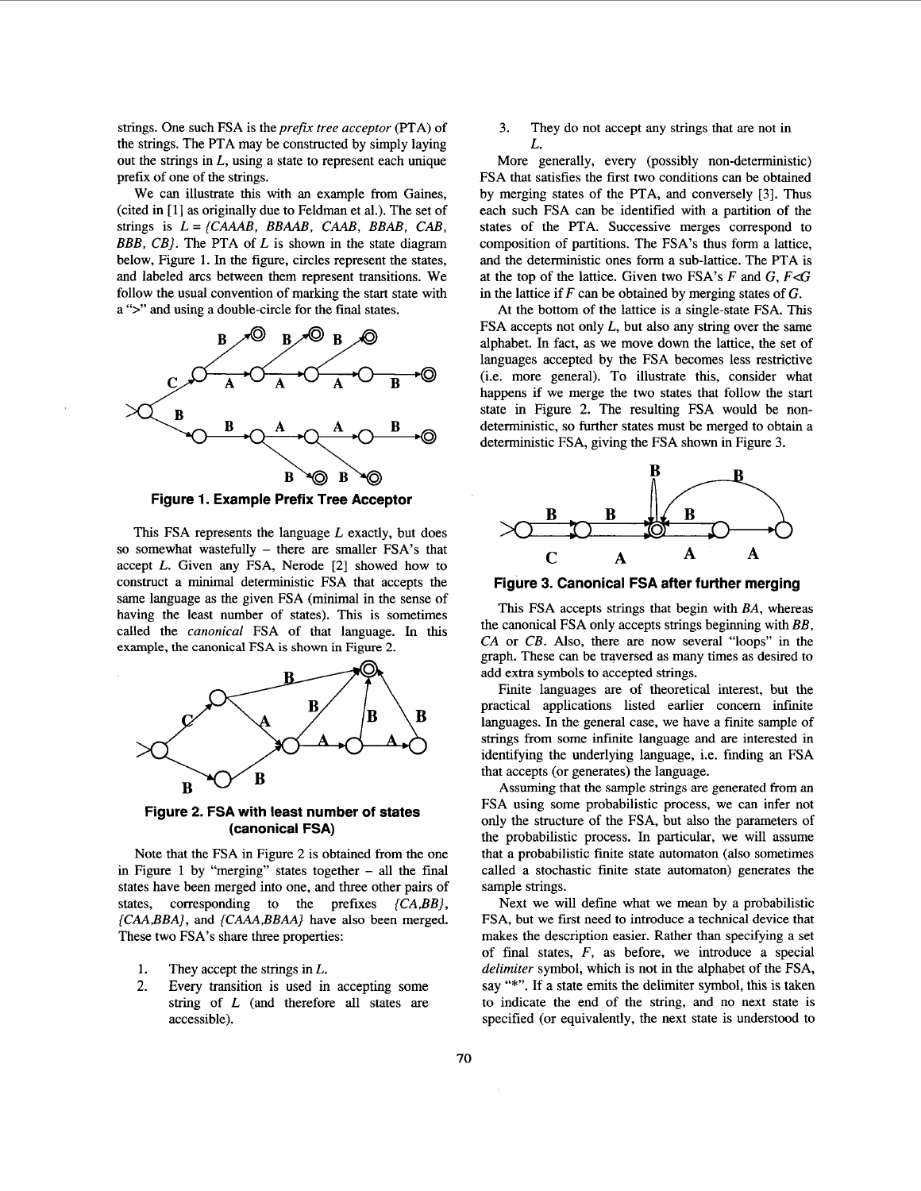strings. One such FSA is the *prefix tree acceptor* (PTA) of the strings. The PTA may be constructed by simply laying out the strings in $L$, using a state to represent each unique prefix of one of the strings.

We can illustrate this with an example from Gaines, (cited in [1] as originally due to Feldman et al.). The set of strings is $L = \{CAAAB, BBAAB, CAAB, BBAB, CAB, BBB, CB\}$. The PTA of $L$ is shown in the state diagram below, Figure 1. In the figure, circles represent the states, and labeled arcs between them represent transitions. We follow the usual convention of marking the start state with a ">" and using a double-circle for the final states.

**Figure 1. Example Prefix Tree Acceptor**

This FSA represents the language $L$ exactly, but does so somewhat wastefully – there are smaller FSA's that accept $L$. Given any FSA, Nerode [2] showed how to construct a minimal deterministic FSA that accepts the same language as the given FSA (minimal in the sense of having the least number of states). This is sometimes called the *canonical* FSA of that language. In this example, the canonical FSA is shown in Figure 2.

**Figure 2. FSA with least number of states (canonical FSA)**

Note that the FSA in Figure 2 is obtained from the one in Figure 1 by "merging" states together – all the final states have been merged into one, and three other pairs of states, corresponding to the prefixes $\{CA,BB\}$, $\{CAA,BBA\}$, and $\{CAAA,BBAA\}$ have also been merged. These two FSA's share three properties:

1. They accept the strings in $L$.
2. Every transition is used in accepting some string of $L$ (and therefore all states are accessible).
3. They do not accept any strings that are not in $L$.

More generally, every (possibly non-deterministic) FSA that satisfies the first two conditions can be obtained by merging states of the PTA, and conversely [3]. Thus each such FSA can be identified with a partition of the states of the PTA. Successive merges correspond to composition of partitions. The FSA's thus form a lattice, and the deterministic ones form a sub-lattice. The PTA is at the top of the lattice. Given two FSA's $F$ and $G$, $F \lessdot G$ in the lattice if $F$ can be obtained by merging states of $G$.

At the bottom of the lattice is a single-state FSA. This FSA accepts not only $L$, but also any string over the same alphabet. In fact, as we move down the lattice, the set of languages accepted by the FSA becomes less restrictive (i.e. more general). To illustrate this, consider what happens if we merge the two states that follow the start state in Figure 2. The resulting FSA would be non-deterministic, so further states must be merged to obtain a deterministic FSA, giving the FSA shown in Figure 3.

**Figure 3. Canonical FSA after further merging**

This FSA accepts strings that begin with $BA$, whereas the canonical FSA only accepts strings beginning with $BB$, $CA$ or $CB$. Also, there are now several "loops" in the graph. These can be traversed as many times as desired to add extra symbols to accepted strings.

Finite languages are of theoretical interest, but the practical applications listed earlier concern infinite languages. In the general case, we have a finite sample of strings from some infinite language and are interested in identifying the underlying language, i.e. finding an FSA that accepts (or generates) the language.

Assuming that the sample strings are generated from an FSA using some probabilistic process, we can infer not only the structure of the FSA, but also the parameters of the probabilistic process. In particular, we will assume that a probabilistic finite state automaton (also sometimes called a stochastic finite state automaton) generates the sample strings.

Next we will define what we mean by a probabilistic FSA, but we first need to introduce a technical device that makes the description easier. Rather than specifying a set of final states, $F$, as before, we introduce a special *delimiter* symbol, which is not in the alphabet of the FSA, say "*". If a state emits the delimiter symbol, this is taken to indicate the end of the string, and no next state is specified (or equivalently, the next state is understood to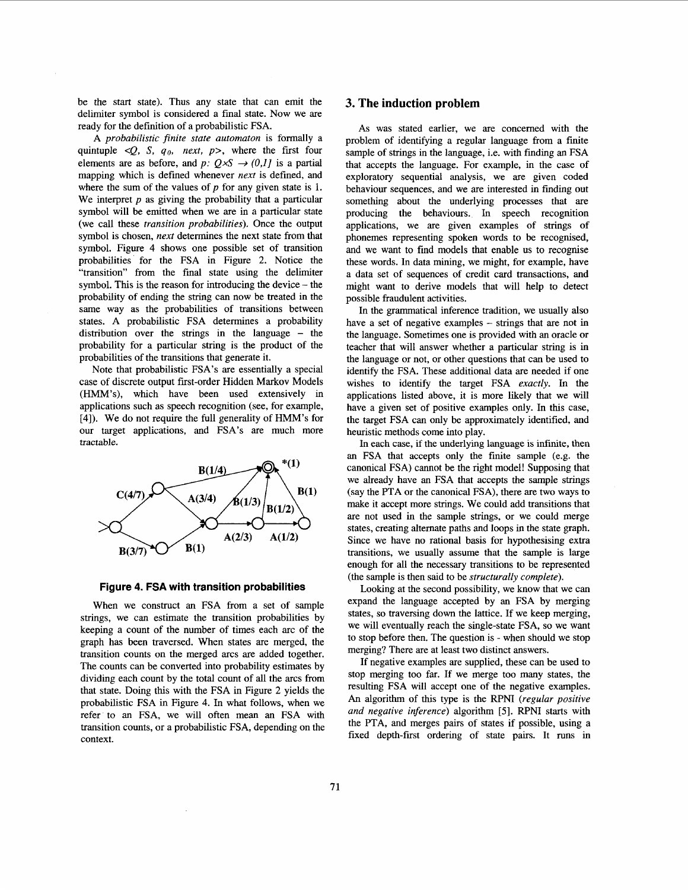be the start state). Thus any state that can emit the delimiter symbol is considered a final state. Now we are ready for the definition of a probabilistic FSA.

A *probabilistic finite state automaton* is formally a quintuple $<Q, S, q_0, next, p>$, where the first four elements are as before, and $p: Q \times S \rightarrow (0,1]$ is a partial mapping which is defined whenever *next* is defined, and where the sum of the values of $p$ for any given state is 1. We interpret $p$ as giving the probability that a particular symbol will be emitted when we are in a particular state (we call these *transition probabilities*). Once the output symbol is chosen, *next* determines the next state from that symbol. Figure 4 shows one possible set of transition probabilities for the FSA in Figure 2. Notice the "transition" from the final state using the delimiter symbol. This is the reason for introducing the device – the probability of ending the string can now be treated in the same way as the probabilities of transitions between states. A probabilistic FSA determines a probability distribution over the strings in the language – the probability for a particular string is the product of the probabilities of the transitions that generate it.

Note that probabilistic FSA's are essentially a special case of discrete output first-order Hidden Markov Models (HMM's), which have been used extensively in applications such as speech recognition (see, for example, [4]). We do not require the full generality of HMM's for our target applications, and FSA's are much more tractable.

**Figure 4. FSA with transition probabilities**

When we construct an FSA from a set of sample strings, we can estimate the transition probabilities by keeping a count of the number of times each arc of the graph has been traversed. When states are merged, the transition counts on the merged arcs are added together. The counts can be converted into probability estimates by dividing each count by the total count of all the arcs from that state. Doing this with the FSA in Figure 2 yields the probabilistic FSA in Figure 4. In what follows, when we refer to an FSA, we will often mean an FSA with transition counts, or a probabilistic FSA, depending on the context.

## 3. The induction problem

As was stated earlier, we are concerned with the problem of identifying a regular language from a finite sample of strings in the language, i.e. with finding an FSA that accepts the language. For example, in the case of exploratory sequential analysis, we are given coded behaviour sequences, and we are interested in finding out something about the underlying processes that are producing the behaviours. In speech recognition applications, we are given examples of strings of phonemes representing spoken words to be recognised, and we want to find models that enable us to recognise these words. In data mining, we might, for example, have a data set of sequences of credit card transactions, and might want to derive models that will help to detect possible fraudulent activities.

In the grammatical inference tradition, we usually also have a set of negative examples – strings that are not in the language. Sometimes one is provided with an oracle or teacher that will answer whether a particular string is in the language or not, or other questions that can be used to identify the FSA. These additional data are needed if one wishes to identify the target FSA *exactly*. In the applications listed above, it is more likely that we will have a given set of positive examples only. In this case, the target FSA can only be approximately identified, and heuristic methods come into play.

In each case, if the underlying language is infinite, then an FSA that accepts only the finite sample (e.g. the canonical FSA) cannot be the right model! Supposing that we already have an FSA that accepts the sample strings (say the PTA or the canonical FSA), there are two ways to make it accept more strings. We could add transitions that are not used in the sample strings, or we could merge states, creating alternate paths and loops in the state graph. Since we have no rational basis for hypothesising extra transitions, we usually assume that the sample is large enough for all the necessary transitions to be represented (the sample is then said to be *structurally complete*).

Looking at the second possibility, we know that we can expand the language accepted by an FSA by merging states, so traversing down the lattice. If we keep merging, we will eventually reach the single-state FSA, so we want to stop before then. The question is - when should we stop merging? There are at least two distinct answers.

If negative examples are supplied, these can be used to stop merging too far. If we merge too many states, the resulting FSA will accept one of the negative examples. An algorithm of this type is the RPNI (*regular positive and negative inference*) algorithm [5]. RPNI starts with the PTA, and merges pairs of states if possible, using a fixed depth-first ordering of state pairs. It runs in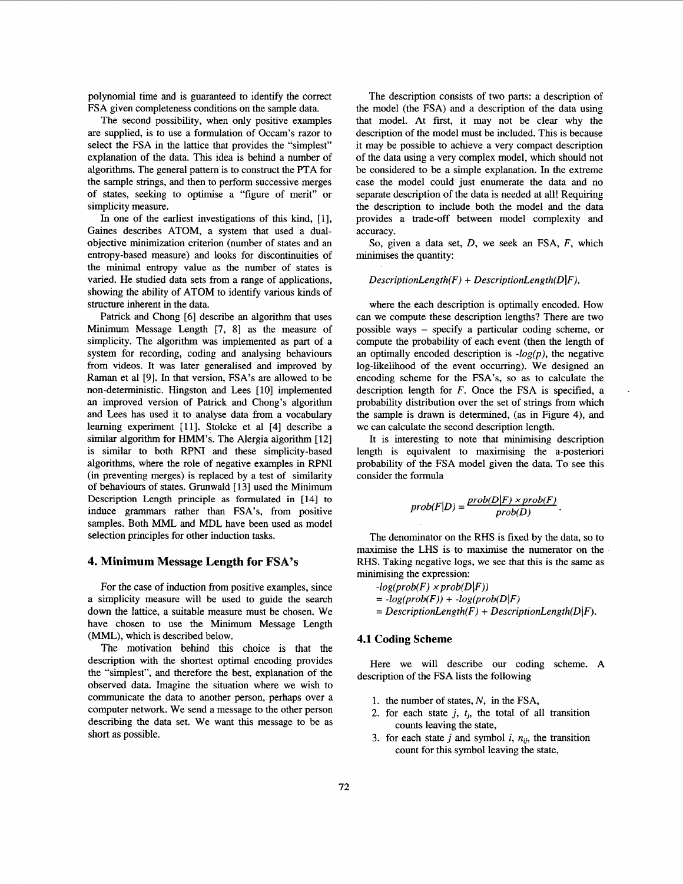polynomial time and is guaranteed to identify the correct FSA given completeness conditions on the sample data.

The second possibility, when only positive examples are supplied, is to use a formulation of Occam's razor to select the FSA in the lattice that provides the "simplest" explanation of the data. This idea is behind a number of algorithms. The general pattern is to construct the PTA for the sample strings, and then to perform successive merges of states, seeking to optimise a "figure of merit" or simplicity measure.

In one of the earliest investigations of this kind, [1], Gaines describes ATOM, a system that used a dual-objective minimization criterion (number of states and an entropy-based measure) and looks for discontinuities of the minimal entropy value as the number of states is varied. He studied data sets from a range of applications, showing the ability of ATOM to identify various kinds of structure inherent in the data.

Patrick and Chong [6] describe an algorithm that uses Minimum Message Length [7, 8] as the measure of simplicity. The algorithm was implemented as part of a system for recording, coding and analysing behaviours from videos. It was later generalised and improved by Raman et al [9]. In that version, FSA's are allowed to be non-deterministic. Hingston and Lees [10] implemented an improved version of Patrick and Chong's algorithm and Lees has used it to analyse data from a vocabulary learning experiment [11]. Stolcke et al [4] describe a similar algorithm for HMM's. The Alergia algorithm [12] is similar to both RPNI and these simplicity-based algorithms, where the role of negative examples in RPNI (in preventing merges) is replaced by a test of similarity of behaviours of states. Grunwald [13] used the Minimum Description Length principle as formulated in [14] to induce grammars rather than FSA's, from positive samples. Both MML and MDL have been used as model selection principles for other induction tasks.

## 4. Minimum Message Length for FSA's

For the case of induction from positive examples, since a simplicity measure will be used to guide the search down the lattice, a suitable measure must be chosen. We have chosen to use the Minimum Message Length (MML), which is described below.

The motivation behind this choice is that the description with the shortest optimal encoding provides the "simplest", and therefore the best, explanation of the observed data. Imagine the situation where we wish to communicate the data to another person, perhaps over a computer network. We send a message to the other person describing the data set. We want this message to be as short as possible.

The description consists of two parts: a description of the model (the FSA) and a description of the data using that model. At first, it may not be clear why the description of the model must be included. This is because it may be possible to achieve a very compact description of the data using a very complex model, which should not be considered to be a simple explanation. In the extreme case the model could just enumerate the data and no separate description of the data is needed at all! Requiring the description to include both the model and the data provides a trade-off between model complexity and accuracy.

So, given a data set, $D$, we seek an FSA, $F$, which minimises the quantity:

$$DescriptionLength(F) + DescriptionLength(D|F),$$

where the each description is optimally encoded. How can we compute these description lengths? There are two possible ways – specify a particular coding scheme, or compute the probability of each event (then the length of an optimally encoded description is $-log(p)$, the negative log-likelihood of the event occurring). We designed an encoding scheme for the FSA's, so as to calculate the description length for $F$. Once the FSA is specified, a probability distribution over the set of strings from which the sample is drawn is determined, (as in Figure 4), and we can calculate the second description length.

It is interesting to note that minimising description length is equivalent to maximising the a-posteriori probability of the FSA model given the data. To see this consider the formula

$$prob(F|D) = \frac{prob(D|F) \times prob(F)}{prob(D)}.$$

The denominator on the RHS is fixed by the data, so to maximise the LHS is to maximise the numerator on the RHS. Taking negative logs, we see that this is the same as minimising the expression:

$$-log(prob(F) \times prob(D|F))$$
$$= -log(prob(F)) + -log(prob(D|F)$$
$$= DescriptionLength(F) + DescriptionLength(D|F).$$

### 4.1 Coding Scheme

Here we will describe our coding scheme. A description of the FSA lists the following

1. the number of states, $N$, in the FSA,
2. for each state $j$, $t_j$, the total of all transition counts leaving the state,
3. for each state $j$ and symbol $i$, $n_{ij}$, the transition count for this symbol leaving the state,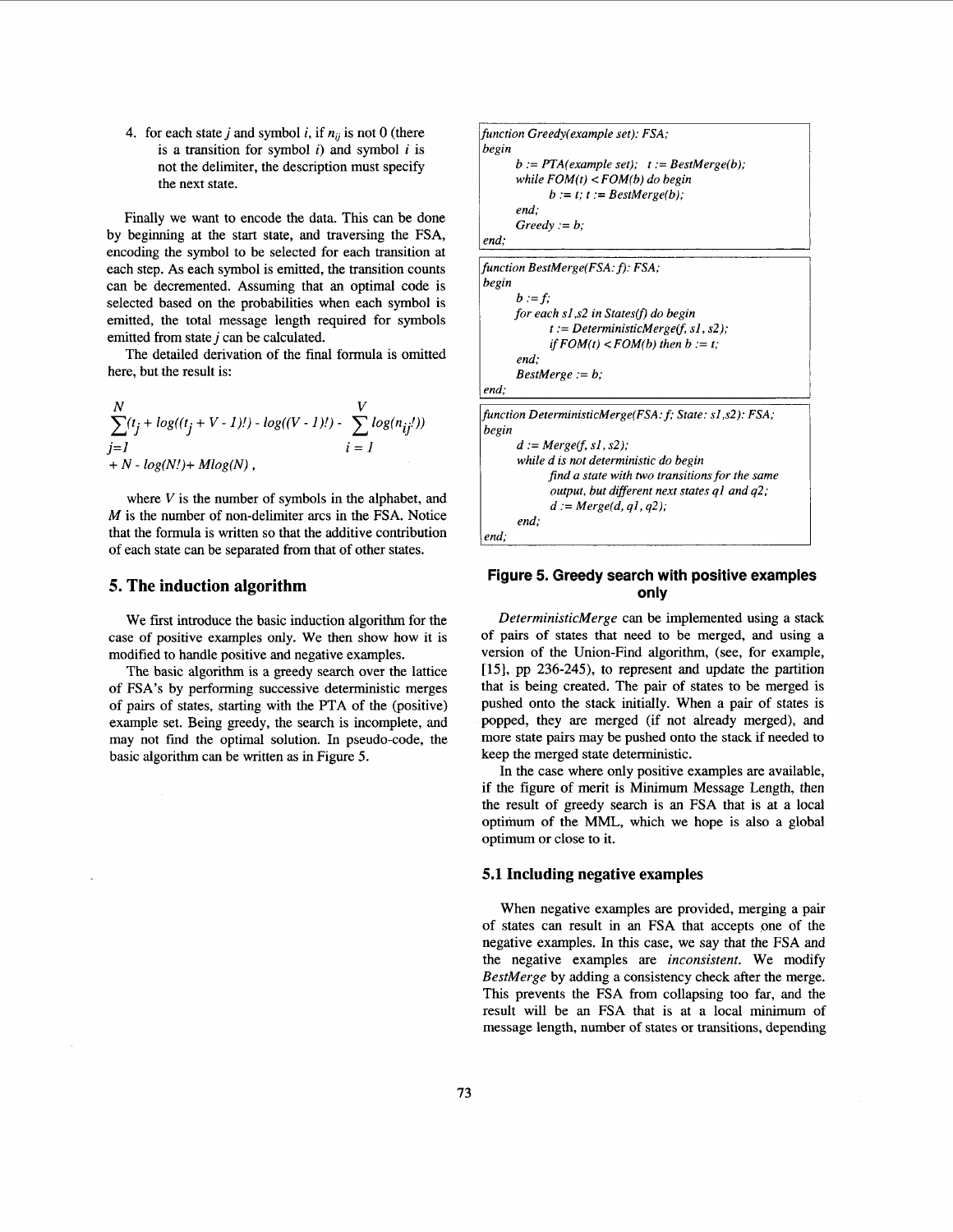4. for each state $j$ and symbol $i$, if $n_{ij}$ is not 0 (there is a transition for symbol $i$) and symbol $i$ is not the delimiter, the description must specify the next state.

Finally we want to encode the data. This can be done by beginning at the start state, and traversing the FSA, encoding the symbol to be selected for each transition at each step. As each symbol is emitted, the transition counts can be decremented. Assuming that an optimal code is selected based on the probabilities when each symbol is emitted, the total message length required for symbols emitted from state $j$ can be calculated.

The detailed derivation of the final formula is omitted here, but the result is:

$$\sum_{j=1}^{N}\left(t_j + \log((t_j + V - 1)!) - \log((V - 1)!) - \sum_{i=1}^{V}\log(n_{ij}!)\right)$$
$$+ N - \log(N!) + M\log(N),$$

where $V$ is the number of symbols in the alphabet, and $M$ is the number of non-delimiter arcs in the FSA. Notice that the formula is written so that the additive contribution of each state can be separated from that of other states.

## 5. The induction algorithm

We first introduce the basic induction algorithm for the case of positive examples only. We then show how it is modified to handle positive and negative examples.

The basic algorithm is a greedy search over the lattice of FSA's by performing successive deterministic merges of pairs of states, starting with the PTA of the (positive) example set. Being greedy, the search is incomplete, and may not find the optimal solution. In pseudo-code, the basic algorithm can be written as in Figure 5.

```
function Greedy(example set): FSA;
begin
    b := PTA(example set);  t := BestMerge(b);
    while FOM(t) < FOM(b) do begin
        b := t; t := BestMerge(b);
    end;
    Greedy := b;
end;
```

```
function BestMerge(FSA: f): FSA;
begin
    b := f;
    for each s1,s2 in States(f) do begin
        t := DeterministicMerge(f, s1, s2);
        if FOM(t) < FOM(b) then b := t;
    end;
    BestMerge := b;
end;
```

```
function DeterministicMerge(FSA: f; State: s1,s2): FSA;
begin
    d := Merge(f, s1, s2);
    while d is not deterministic do begin
        find a state with two transitions for the same
        output, but different next states q1 and q2;
        d := Merge(d, q1, q2);
    end;
end;
```

**Figure 5. Greedy search with positive examples only**

*DeterministicMerge* can be implemented using a stack of pairs of states that need to be merged, and using a version of the Union-Find algorithm, (see, for example, [15], pp 236-245), to represent and update the partition that is being created. The pair of states to be merged is pushed onto the stack initially. When a pair of states is popped, they are merged (if not already merged), and more state pairs may be pushed onto the stack if needed to keep the merged state deterministic.

In the case where only positive examples are available, if the figure of merit is Minimum Message Length, then the result of greedy search is an FSA that is at a local optimum of the MML, which we hope is also a global optimum or close to it.

### 5.1 Including negative examples

When negative examples are provided, merging a pair of states can result in an FSA that accepts one of the negative examples. In this case, we say that the FSA and the negative examples are *inconsistent*. We modify *BestMerge* by adding a consistency check after the merge. This prevents the FSA from collapsing too far, and the result will be an FSA that is at a local minimum of message length, number of states or transitions, depending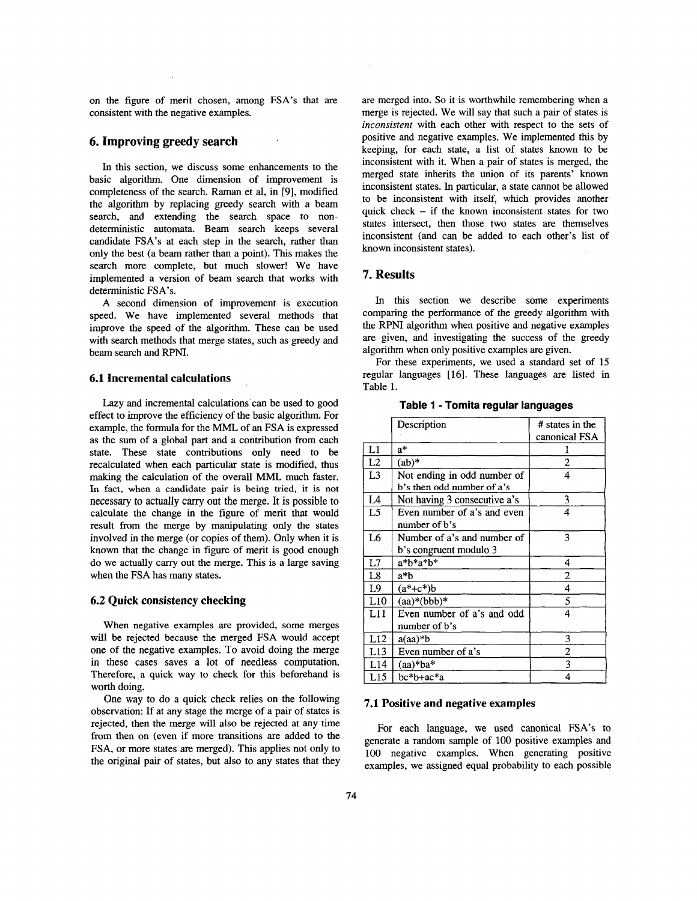on the figure of merit chosen, among FSA's that are consistent with the negative examples.

## 6. Improving greedy search

In this section, we discuss some enhancements to the basic algorithm. One dimension of improvement is completeness of the search. Raman et al, in [9], modified the algorithm by replacing greedy search with a beam search, and extending the search space to non-deterministic automata. Beam search keeps several candidate FSA's at each step in the search, rather than only the best (a beam rather than a point). This makes the search more complete, but much slower! We have implemented a version of beam search that works with deterministic FSA's.

A second dimension of improvement is execution speed. We have implemented several methods that improve the speed of the algorithm. These can be used with search methods that merge states, such as greedy and beam search and RPNI.

### 6.1 Incremental calculations

Lazy and incremental calculations can be used to good effect to improve the efficiency of the basic algorithm. For example, the formula for the MML of an FSA is expressed as the sum of a global part and a contribution from each state. These state contributions only need to be recalculated when each particular state is modified, thus making the calculation of the overall MML much faster. In fact, when a candidate pair is being tried, it is not necessary to actually carry out the merge. It is possible to calculate the change in the figure of merit that would result from the merge by manipulating only the states involved in the merge (or copies of them). Only when it is known that the change in figure of merit is good enough do we actually carry out the merge. This is a large saving when the FSA has many states.

### 6.2 Quick consistency checking

When negative examples are provided, some merges will be rejected because the merged FSA would accept one of the negative examples. To avoid doing the merge in these cases saves a lot of needless computation. Therefore, a quick way to check for this beforehand is worth doing.

One way to do a quick check relies on the following observation: If at any stage the merge of a pair of states is rejected, then the merge will also be rejected at any time from then on (even if more transitions are added to the FSA, or more states are merged). This applies not only to the original pair of states, but also to any states that they are merged into. So it is worthwhile remembering when a merge is rejected. We will say that such a pair of states is *inconsistent* with each other with respect to the sets of positive and negative examples. We implemented this by keeping, for each state, a list of states known to be inconsistent with it. When a pair of states is merged, the merged state inherits the union of its parents' known inconsistent states. In particular, a state cannot be allowed to be inconsistent with itself, which provides another quick check – if the known inconsistent states for two states intersect, then those two states are themselves inconsistent (and can be added to each other's list of known inconsistent states).

## 7. Results

In this section we describe some experiments comparing the performance of the greedy algorithm with the RPNI algorithm when positive and negative examples are given, and investigating the success of the greedy algorithm when only positive examples are given.

For these experiments, we used a standard set of 15 regular languages [16]. These languages are listed in Table 1.

**Table 1 - Tomita regular languages**

| | Description | # states in the canonical FSA |
|---|---|---|
| L1 | a* | 1 |
| L2 | (ab)* | 2 |
| L3 | Not ending in odd number of b's then odd number of a's | 4 |
| L4 | Not having 3 consecutive a's | 3 |
| L5 | Even number of a's and even number of b's | 4 |
| L6 | Number of a's and number of b's congruent modulo 3 | 3 |
| L7 | a*b*a*b* | 4 |
| L8 | a*b | 2 |
| L9 | (a*+c*)b | 4 |
| L10 | (aa)*(bbb)* | 5 |
| L11 | Even number of a's and odd number of b's | 4 |
| L12 | a(aa)*b | 3 |
| L13 | Even number of a's | 2 |
| L14 | (aa)*ba* | 3 |
| L15 | bc*b+ac*a | 4 |

### 7.1 Positive and negative examples

For each language, we used canonical FSA's to generate a random sample of 100 positive examples and 100 negative examples. When generating positive examples, we assigned equal probability to each possible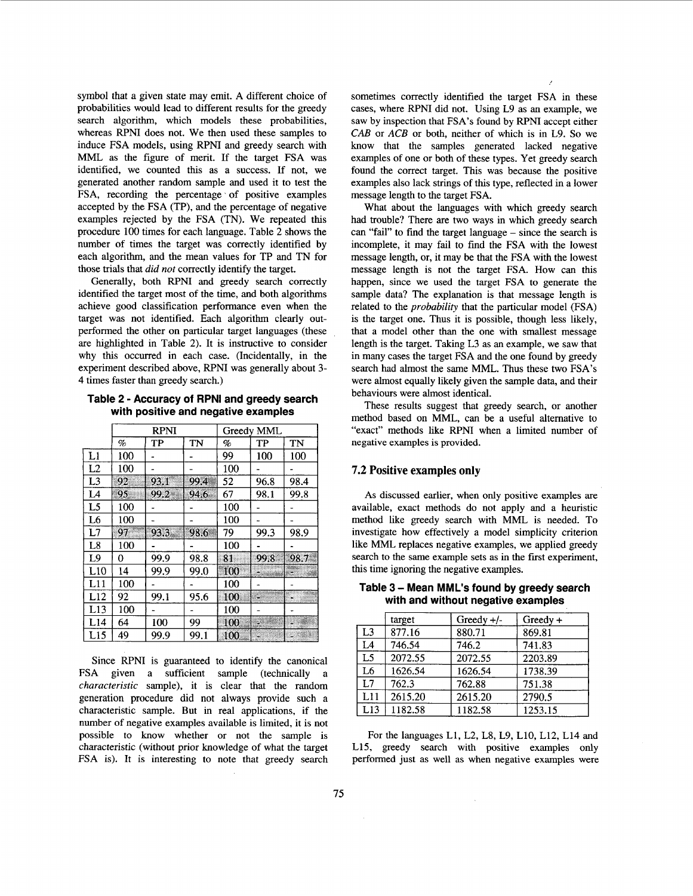symbol that a given state may emit. A different choice of probabilities would lead to different results for the greedy search algorithm, which models these probabilities, whereas RPNI does not. We then used these samples to induce FSA models, using RPNI and greedy search with MML as the figure of merit. If the target FSA was identified, we counted this as a success. If not, we generated another random sample and used it to test the FSA, recording the percentage of positive examples accepted by the FSA (TP), and the percentage of negative examples rejected by the FSA (TN). We repeated this procedure 100 times for each language. Table 2 shows the number of times the target was correctly identified by each algorithm, and the mean values for TP and TN for those trials that *did not* correctly identify the target.

Generally, both RPNI and greedy search correctly identified the target most of the time, and both algorithms achieve good classification performance even when the target was not identified. Each algorithm clearly out-performed the other on particular target languages (these are highlighted in Table 2). It is instructive to consider why this occurred in each case. (Incidentally, in the experiment described above, RPNI was generally about 3-4 times faster than greedy search.)

**Table 2 - Accuracy of RPNI and greedy search with positive and negative examples**

| | RPNI | | | Greedy MML | | |
|---|---|---|---|---|---|---|
| | % | TP | TN | % | TP | TN |
| L1 | 100 | - | - | 99 | 100 | 100 |
| L2 | 100 | - | - | 100 | - | - |
| L3 | 92 | 93.1 | 99.4 | 52 | 96.8 | 98.4 |
| L4 | 95 | 99.2 | 94.6 | 67 | 98.1 | 99.8 |
| L5 | 100 | - | - | 100 | - | - |
| L6 | 100 | - | - | 100 | - | - |
| L7 | 97 | 93.3 | 98.6 | 79 | 99.3 | 98.9 |
| L8 | 100 | - | - | 100 | - | - |
| L9 | 0 | 99.9 | 98.8 | 81 | 99.8 | 98.7 |
| L10 | 14 | 99.9 | 99.0 | 100 | - | - |
| L11 | 100 | - | - | 100 | - | - |
| L12 | 92 | 99.1 | 95.6 | 100 | - | - |
| L13 | 100 | - | - | 100 | - | - |
| L14 | 64 | 100 | 99 | 100 | - | - |
| L15 | 49 | 99.9 | 99.1 | 100 | - | - |

Since RPNI is guaranteed to identify the canonical FSA given a sufficient sample (technically a *characteristic* sample), it is clear that the random generation procedure did not always provide such a characteristic sample. But in real applications, if the number of negative examples available is limited, it is not possible to know whether or not the sample is characteristic (without prior knowledge of what the target FSA is). It is interesting to note that greedy search sometimes correctly identified the target FSA in these cases, where RPNI did not. Using L9 as an example, we saw by inspection that FSA's found by RPNI accept either *CAB* or *ACB* or both, neither of which is in L9. So we know that the samples generated lacked negative examples of one or both of these types. Yet greedy search found the correct target. This was because the positive examples also lack strings of this type, reflected in a lower message length to the target FSA.

What about the languages with which greedy search had trouble? There are two ways in which greedy search can "fail" to find the target language – since the search is incomplete, it may fail to find the FSA with the lowest message length, or, it may be that the FSA with the lowest message length is not the target FSA. How can this happen, since we used the target FSA to generate the sample data? The explanation is that message length is related to the *probability* that the particular model (FSA) is the target one. Thus it is possible, though less likely, that a model other than the one with smallest message length is the target. Taking L3 as an example, we saw that in many cases the target FSA and the one found by greedy search had almost the same MML. Thus these two FSA's were almost equally likely given the sample data, and their behaviours were almost identical.

These results suggest that greedy search, or another method based on MML, can be a useful alternative to "exact" methods like RPNI when a limited number of negative examples is provided.

## 7.2 Positive examples only

As discussed earlier, when only positive examples are available, exact methods do not apply and a heuristic method like greedy search with MML is needed. To investigate how effectively a model simplicity criterion like MML replaces negative examples, we applied greedy search to the same example sets as in the first experiment, this time ignoring the negative examples.

**Table 3 – Mean MML's found by greedy search with and without negative examples**

| | target | Greedy +/- | Greedy + |
|---|---|---|---|
| L3 | 877.16 | 880.71 | 869.81 |
| L4 | 746.54 | 746.2 | 741.83 |
| L5 | 2072.55 | 2072.55 | 2203.89 |
| L6 | 1626.54 | 1626.54 | 1738.39 |
| L7 | 762.3 | 762.88 | 751.38 |
| L11 | 2615.20 | 2615.20 | 2790.5 |
| L13 | 1182.58 | 1182.58 | 1253.15 |

For the languages L1, L2, L8, L9, L10, L12, L14 and L15, greedy search with positive examples only performed just as well as when negative examples were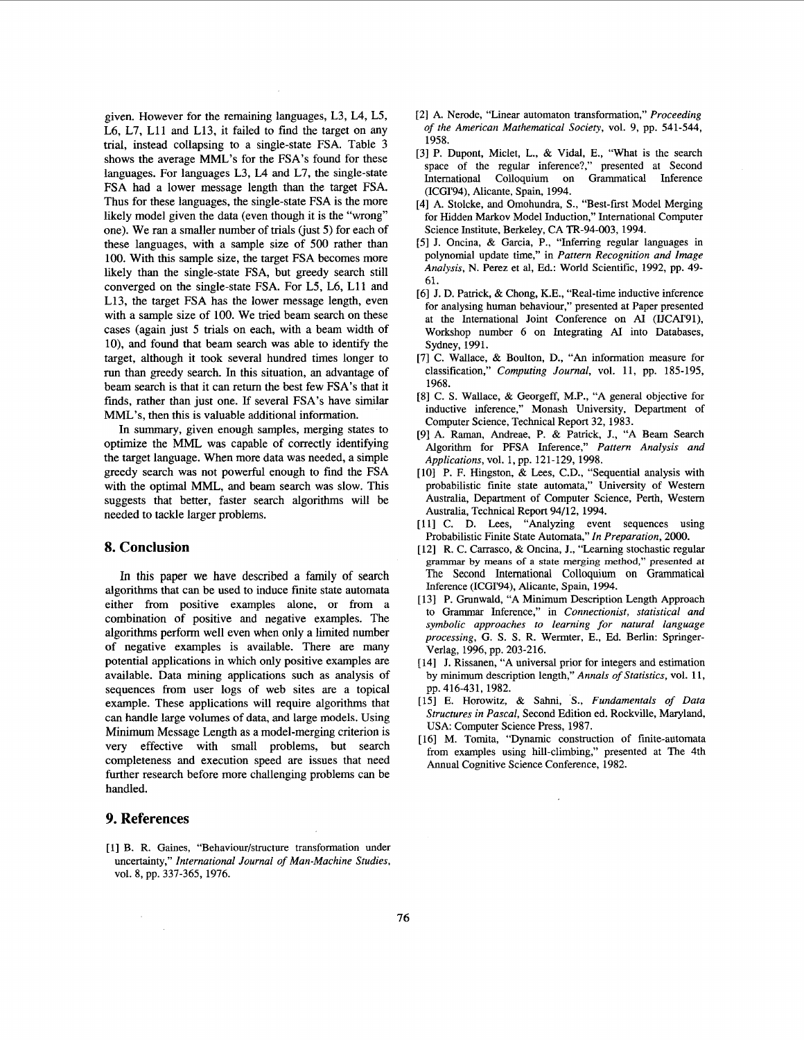given. However for the remaining languages, L3, L4, L5, L6, L7, L11 and L13, it failed to find the target on any trial, instead collapsing to a single-state FSA. Table 3 shows the average MML's for the FSA's found for these languages. For languages L3, L4 and L7, the single-state FSA had a lower message length than the target FSA. Thus for these languages, the single-state FSA is the more likely model given the data (even though it is the "wrong" one). We ran a smaller number of trials (just 5) for each of these languages, with a sample size of 500 rather than 100. With this sample size, the target FSA becomes more likely than the single-state FSA, but greedy search still converged on the single-state FSA. For L5, L6, L11 and L13, the target FSA has the lower message length, even with a sample size of 100. We tried beam search on these cases (again just 5 trials on each, with a beam width of 10), and found that beam search was able to identify the target, although it took several hundred times longer to run than greedy search. In this situation, an advantage of beam search is that it can return the best few FSA's that it finds, rather than just one. If several FSA's have similar MML's, then this is valuable additional information.

In summary, given enough samples, merging states to optimize the MML was capable of correctly identifying the target language. When more data was needed, a simple greedy search was not powerful enough to find the FSA with the optimal MML, and beam search was slow. This suggests that better, faster search algorithms will be needed to tackle larger problems.

## 8. Conclusion

In this paper we have described a family of search algorithms that can be used to induce finite state automata either from positive examples alone, or from a combination of positive and negative examples. The algorithms perform well even when only a limited number of negative examples is available. There are many potential applications in which only positive examples are available. Data mining applications such as analysis of sequences from user logs of web sites are a topical example. These applications will require algorithms that can handle large volumes of data, and large models. Using Minimum Message Length as a model-merging criterion is very effective with small problems, but search completeness and execution speed are issues that need further research before more challenging problems can be handled.

## 9. References

[1] B. R. Gaines, "Behaviour/structure transformation under uncertainty," *International Journal of Man-Machine Studies*, vol. 8, pp. 337-365, 1976.

[2] A. Nerode, "Linear automaton transformation," *Proceeding of the American Mathematical Society*, vol. 9, pp. 541-544, 1958.

[3] P. Dupont, Miclet, L., & Vidal, E., "What is the search space of the regular inference?," presented at Second International Colloquium on Grammatical Inference (ICGI'94), Alicante, Spain, 1994.

[4] A. Stolcke, and Omohundra, S., "Best-first Model Merging for Hidden Markov Model Induction," International Computer Science Institute, Berkeley, CA TR-94-003, 1994.

[5] J. Oncina, & Garcia, P., "Inferring regular languages in polynomial update time," in *Pattern Recognition and Image Analysis*, N. Perez et al, Ed.: World Scientific, 1992, pp. 49-61.

[6] J. D. Patrick, & Chong, K.E., "Real-time inductive inference for analysing human behaviour," presented at Paper presented at the International Joint Conference on AI (IJCAI'91), Workshop number 6 on Integrating AI into Databases, Sydney, 1991.

[7] C. Wallace, & Boulton, D., "An information measure for classification," *Computing Journal*, vol. 11, pp. 185-195, 1968.

[8] C. S. Wallace, & Georgeff, M.P., "A general objective for inductive inference," Monash University, Department of Computer Science, Technical Report 32, 1983.

[9] A. Raman, Andreae, P. & Patrick, J., "A Beam Search Algorithm for PFSA Inference," *Pattern Analysis and Applications*, vol. 1, pp. 121-129, 1998.

[10] P. F. Hingston, & Lees, C.D., "Sequential analysis with probabilistic finite state automata," University of Western Australia, Department of Computer Science, Perth, Western Australia, Technical Report 94/12, 1994.

[11] C. D. Lees, "Analyzing event sequences using Probabilistic Finite State Automata," *In Preparation*, 2000.

[12] R. C. Carrasco, & Oncina, J., "Learning stochastic regular grammar by means of a state merging method," presented at The Second International Colloquium on Grammatical Inference (ICGI'94), Alicante, Spain, 1994.

[13] P. Grunwald, "A Minimum Description Length Approach to Grammar Inference," in *Connectionist, statistical and symbolic approaches to learning for natural language processing*, G. S. S. R. Wermter, E., Ed. Berlin: Springer-Verlag, 1996, pp. 203-216.

[14] J. Rissanen, "A universal prior for integers and estimation by minimum description length," *Annals of Statistics*, vol. 11, pp. 416-431, 1982.

[15] E. Horowitz, & Sahni, S., *Fundamentals of Data Structures in Pascal*, Second Edition ed. Rockville, Maryland, USA: Computer Science Press, 1987.

[16] M. Tomita, "Dynamic construction of finite-automata from examples using hill-climbing," presented at The 4th Annual Cognitive Science Conference, 1982.